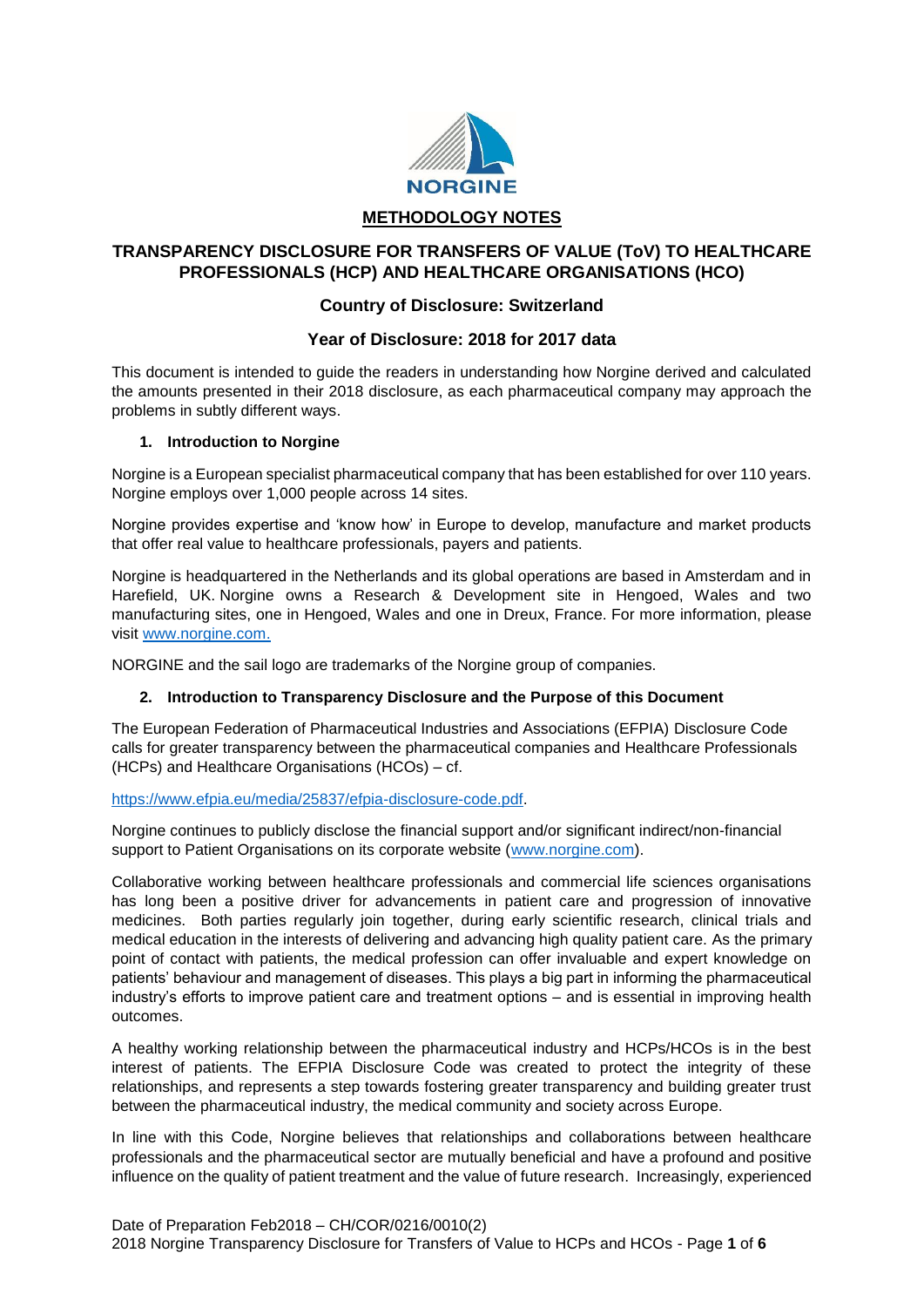# METHODOLOGY NOTES

## TRANSPARENCY DISCLOSURE FOR TRANSFERS OF VALUE (ToV) TO HEALTHCARE PROFESSIONALS (HCP) AND HEALTHCARE ORGANISATIONS (HCO)

### Country of Disclosure: Switzerland

### Year of Disclosure: 2018 for 2017 data

This document is intended to guide the readers in understanding how Norgine derived and calculated the amounts presented in their 2018 disclosure, as each pharmaceutical company may approach the problems in subtly different ways.

#### 1. Introduction to Norgine

Norgine is a European specialist pharmaceutical company that has been established for over 110 years. Norgine employs over 1,000 people across 14 sites.

Norgine provides expertise and 'know how' in Europe to develop, manufacture and market products that offer real value to healthcare professionals, payers and patients.

Norgine is headquartered in the Netherlands and its global operations are based in Amsterdam and in Harefield, UK. Norgine owns a Research & Development site in Hengoed, Wales and two manufacturing sites, one in Hengoed, Wales and one in Dreux, France. For more information, please visit [www.norgine.com.](http://www.norgine.com)

NORGINE and the sail logo are trademarks of the Norgine group of companies.

#### 2. Introduction to Transparency Disclosure and the Purpose of this Document

The European Federation of Pharmaceutical Industries and Associations (EFPIA) Disclosure Code calls for greater transparency between the pharmaceutical companies and Healthcare Professionals (HCPs) and Healthcare Organisations (HCOs) – cf.

<https://www.efpia.eu/media/25837/efpia-disclosure-code.pdf>.

Norgine continues to publicly disclose the financial support and/or significant indirect/non-financial support to Patient Organisations on its corporate website ([www.norgine.com](http://www.norgine.com)).

Collaborative working between healthcare professionals and commercial life sciences organisations has long been a positive driver for advancements in patient care and progression of innovative medicines. Both parties regularly join together, during early scientific research, clinical trials and medical education in the interests of delivering and advancing high quality patient care. As the primary point of contact with patients, the medical profession can offer invaluable and expert knowledge on patients' behaviour and management of diseases. This plays a big part in informing the pharmaceutical industry's efforts to improve patient care and treatment options – and is essential in improving health outcomes.

A healthy working relationship between the pharmaceutical industry and HCPs/HCOs is in the best interest of patients. The EFPIA Disclosure Code was created to protect the integrity of these relationships, and represents a step towards fostering greater transparency and building greater trust between the pharmaceutical industry, the medical community and society across Europe.

In line with this Code, Norgine believes that relationships and collaborations between healthcare professionals and the pharmaceutical sector are mutually beneficial and have a profound and positive influence on the quality of patient treatment and the value of future research. Increasingly, experienced

Date of Preparation Feb2018 – CH/COR/0216/0010(2)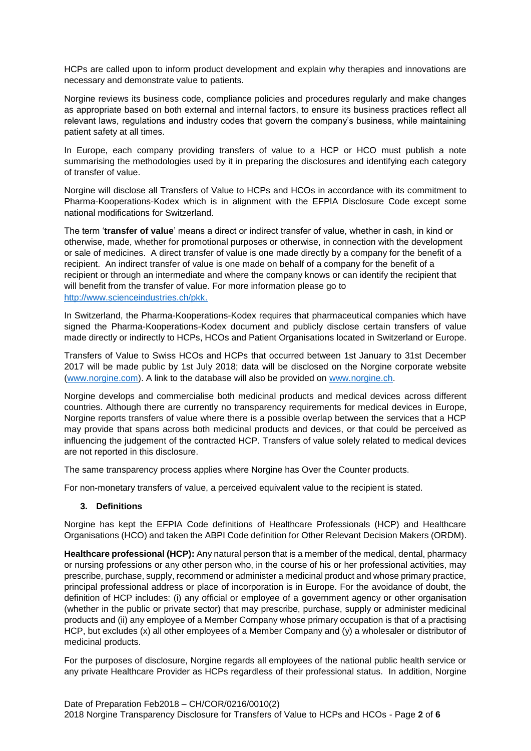HCPs are called upon to inform product development and explain why therapies and innovations are necessary and demonstrate value to patients.

Norgine reviews its business code, compliance policies and procedures regularly and make changes as appropriate based on both external and internal factors, to ensure its business practices reflect all relevant laws, regulations and industry codes that govern the company's business, while maintaining patient safety at all times.

In Europe, each company providing transfers of value to a HCP or HCO must publish a note summarising the methodologies used by it in preparing the disclosures and identifying each category of transfer of value.

Norgine will disclose all Transfers of Value to HCPs and HCOs in accordance with its commitment to Pharma-Kooperations-Kodex which is in alignment with the EFPIA Disclosure Code except some national modifications for Switzerland.

The term '**transfer of value**' means a direct or indirect transfer of value, whether in cash, in kind or otherwise, made, whether for promotional purposes or otherwise, in connection with the development or sale of medicines. A direct transfer of value is one made directly by a company for the benefit of a recipient. An indirect transfer of value is one made on behalf of a company for the benefit of a recipient or through an intermediate and where the company knows or can identify the recipient that will benefit from the transfer of value. For more information please go to [http://www.scienceindustries.ch/pkk.](http://www.scienceindustries.ch/pkk)

In Switzerland, the Pharma-Kooperations-Kodex requires that pharmaceutical companies which have signed the Pharma-Kooperations-Kodex document and publicly disclose certain transfers of value made directly or indirectly to HCPs, HCOs and Patient Organisations located in Switzerland or Europe.

Transfers of Value to Swiss HCOs and HCPs that occurred between 1st January to 31st December 2017 will be made public by 1st July 2018; data will be disclosed on the Norgine corporate website ([www.norgine.com](http://www.norgine.com)). A link to the database will also be provided on [www.norgine.ch](http://www.norgine.ch).

Norgine develops and commercialise both medicinal products and medical devices across different countries. Although there are currently no transparency requirements for medical devices in Europe, Norgine reports transfers of value where there is a possible overlap between the services that a HCP may provide that spans across both medicinal products and devices, or that could be perceived as influencing the judgement of the contracted HCP. Transfers of value solely related to medical devices are not reported in this disclosure.

The same transparency process applies where Norgine has Over the Counter products.

For non-monetary transfers of value, a perceived equivalent value to the recipient is stated.

### 3. Definitions

Norgine has kept the EFPIA Code definitions of Healthcare Professionals (HCP) and Healthcare Organisations (HCO) and taken the ABPI Code definition for Other Relevant Decision Makers (ORDM).

**Healthcare professional (HCP):** Any natural person that is a member of the medical, dental, pharmacy or nursing professions or any other person who, in the course of his or her professional activities, may prescribe, purchase, supply, recommend or administer a medicinal product and whose primary practice, principal professional address or place of incorporation is in Europe. For the avoidance of doubt, the definition of HCP includes: (i) any official or employee of a government agency or other organisation (whether in the public or private sector) that may prescribe, purchase, supply or administer medicinal products and (ii) any employee of a Member Company whose primary occupation is that of a practising HCP, but excludes (x) all other employees of a Member Company and (y) a wholesaler or distributor of medicinal products.

For the purposes of disclosure, Norgine regards all employees of the national public health service or any private Healthcare Provider as HCPs regardless of their professional status. In addition, Norgine

Date of Preparation Feb2018 – CH/COR/0216/0010(2)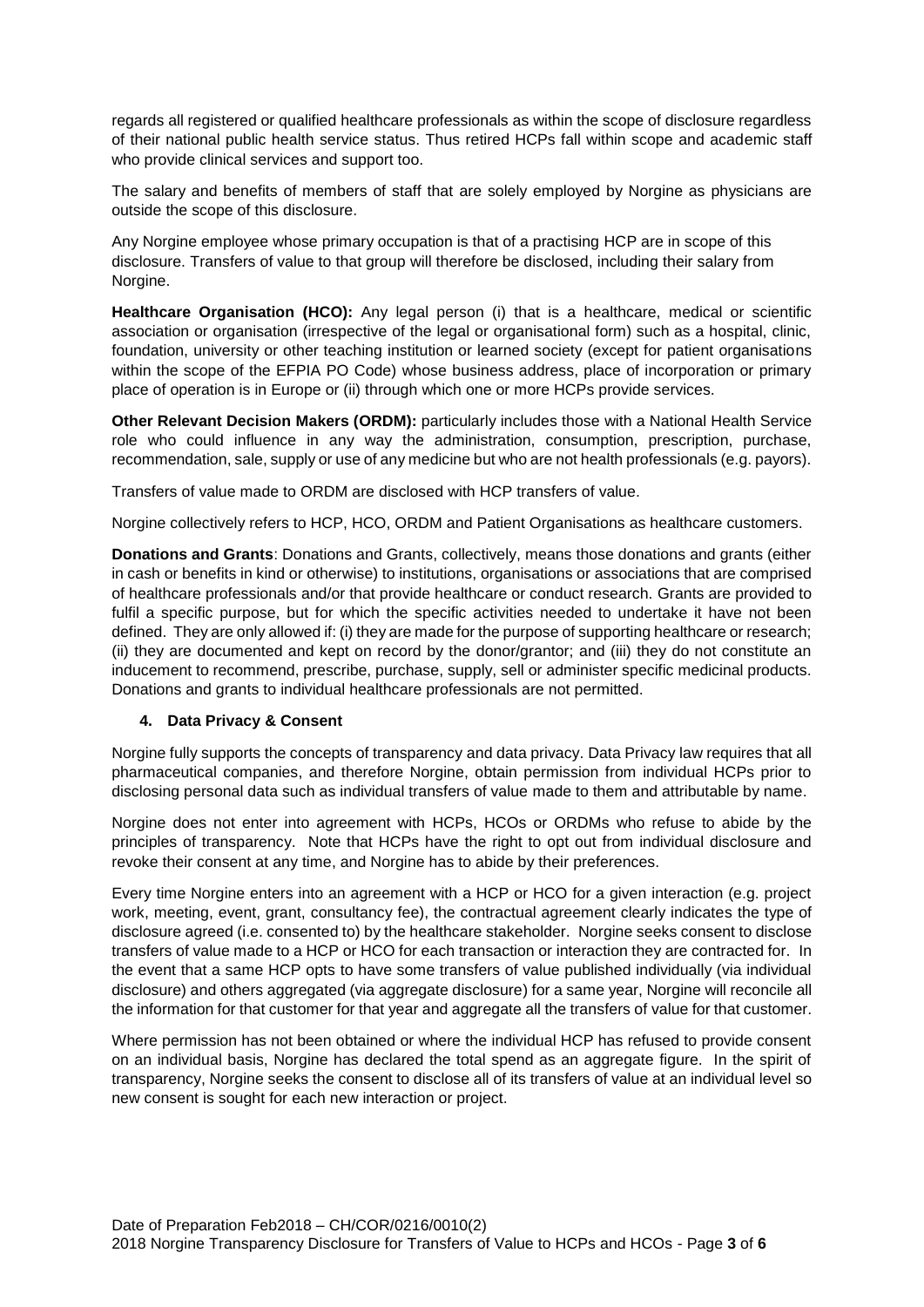regards all registered or qualified healthcare professionals as within the scope of disclosure regardless of their national public health service status. Thus retired HCPs fall within scope and academic staff who provide clinical services and support too.

The salary and benefits of members of staff that are solely employed by Norgine as physicians are outside the scope of this disclosure.

Any Norgine employee whose primary occupation is that of a practising HCP are in scope of this disclosure. Transfers of value to that group will therefore be disclosed, including their salary from Norgine.

**Healthcare Organisation (HCO):** Any legal person (i) that is a healthcare, medical or scientific association or organisation (irrespective of the legal or organisational form) such as a hospital, clinic, foundation, university or other teaching institution or learned society (except for patient organisations within the scope of the EFPIA PO Code) whose business address, place of incorporation or primary place of operation is in Europe or (ii) through which one or more HCPs provide services.

**Other Relevant Decision Makers (ORDM):** particularly includes those with a National Health Service role who could influence in any way the administration, consumption, prescription, purchase, recommendation, sale, supply or use of any medicine but who are not health professionals (e.g. payors).

Transfers of value made to ORDM are disclosed with HCP transfers of value.

Norgine collectively refers to HCP, HCO, ORDM and Patient Organisations as healthcare customers.

**Donations and Grants**: Donations and Grants, collectively, means those donations and grants (either in cash or benefits in kind or otherwise) to institutions, organisations or associations that are comprised of healthcare professionals and/or that provide healthcare or conduct research. Grants are provided to fulfil a specific purpose, but for which the specific activities needed to undertake it have not been defined. They are only allowed if: (i) they are made for the purpose of supporting healthcare or research; (ii) they are documented and kept on record by the donor/grantor; and (iii) they do not constitute an inducement to recommend, prescribe, purchase, supply, sell or administer specific medicinal products. Donations and grants to individual healthcare professionals are not permitted.

## 4. Data Privacy & Consent

Norgine fully supports the concepts of transparency and data privacy. Data Privacy law requires that all pharmaceutical companies, and therefore Norgine, obtain permission from individual HCPs prior to disclosing personal data such as individual transfers of value made to them and attributable by name.

Norgine does not enter into agreement with HCPs, HCOs or ORDMs who refuse to abide by the principles of transparency. Note that HCPs have the right to opt out from individual disclosure and revoke their consent at any time, and Norgine has to abide by their preferences.

Every time Norgine enters into an agreement with a HCP or HCO for a given interaction (e.g. project work, meeting, event, grant, consultancy fee), the contractual agreement clearly indicates the type of disclosure agreed (i.e. consented to) by the healthcare stakeholder. Norgine seeks consent to disclose transfers of value made to a HCP or HCO for each transaction or interaction they are contracted for. In the event that a same HCP opts to have some transfers of value published individually (via individual disclosure) and others aggregated (via aggregate disclosure) for a same year, Norgine will reconcile all the information for that customer for that year and aggregate all the transfers of value for that customer.

Where permission has not been obtained or where the individual HCP has refused to provide consent on an individual basis, Norgine has declared the total spend as an aggregate figure. In the spirit of transparency, Norgine seeks the consent to disclose all of its transfers of value at an individual level so new consent is sought for each new interaction or project.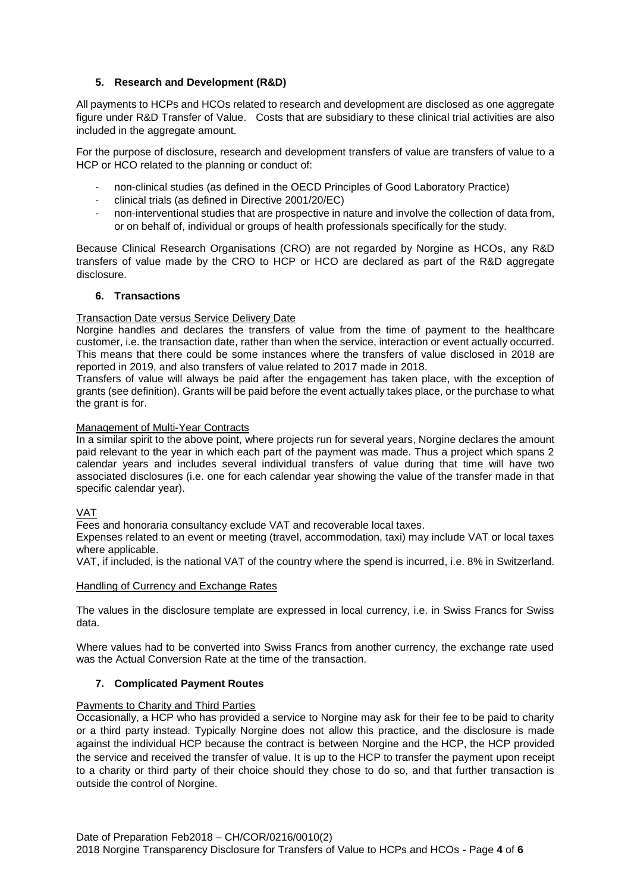## 5. Research and Development (R&D)

All payments to HCPs and HCOs related to research and development are disclosed as one aggregate figure under R&D Transfer of Value. Costs that are subsidiary to these clinical trial activities are also included in the aggregate amount.

For the purpose of disclosure, research and development transfers of value are transfers of value to a HCP or HCO related to the planning or conduct of:

- non-clinical studies (as defined in the OECD Principles of Good Laboratory Practice)
- clinical trials (as defined in Directive 2001/20/EC)
- non-interventional studies that are prospective in nature and involve the collection of data from, or on behalf of, individual or groups of health professionals specifically for the study.

Because Clinical Research Organisations (CRO) are not regarded by Norgine as HCOs, any R&D transfers of value made by the CRO to HCP or HCO are declared as part of the R&D aggregate disclosure.

## 6. Transactions

Transaction Date versus Service Delivery Date

Norgine handles and declares the transfers of value from the time of payment to the healthcare customer, i.e. the transaction date, rather than when the service, interaction or event actually occurred. This means that there could be some instances where the transfers of value disclosed in 2018 are reported in 2019, and also transfers of value related to 2017 made in 2018.

Transfers of value will always be paid after the engagement has taken place, with the exception of grants (see definition). Grants will be paid before the event actually takes place, or the purchase to what the grant is for.

Management of Multi-Year Contracts

In a similar spirit to the above point, where projects run for several years, Norgine declares the amount paid relevant to the year in which each part of the payment was made. Thus a project which spans 2 calendar years and includes several individual transfers of value during that time will have two associated disclosures (i.e. one for each calendar year showing the value of the transfer made in that specific calendar year).

VAT

Fees and honoraria consultancy exclude VAT and recoverable local taxes.

Expenses related to an event or meeting (travel, accommodation, taxi) may include VAT or local taxes where applicable.

VAT, if included, is the national VAT of the country where the spend is incurred, i.e. 8% in Switzerland.

Handling of Currency and Exchange Rates

The values in the disclosure template are expressed in local currency, i.e. in Swiss Francs for Swiss data.

Where values had to be converted into Swiss Francs from another currency, the exchange rate used was the Actual Conversion Rate at the time of the transaction.

## 7. Complicated Payment Routes

Payments to Charity and Third Parties

Occasionally, a HCP who has provided a service to Norgine may ask for their fee to be paid to charity or a third party instead. Typically Norgine does not allow this practice, and the disclosure is made against the individual HCP because the contract is between Norgine and the HCP, the HCP provided the service and received the transfer of value. It is up to the HCP to transfer the payment upon receipt to a charity or third party of their choice should they chose to do so, and that further transaction is outside the control of Norgine.

Date of Preparation Feb2018 – CH/COR/0216/0010(2)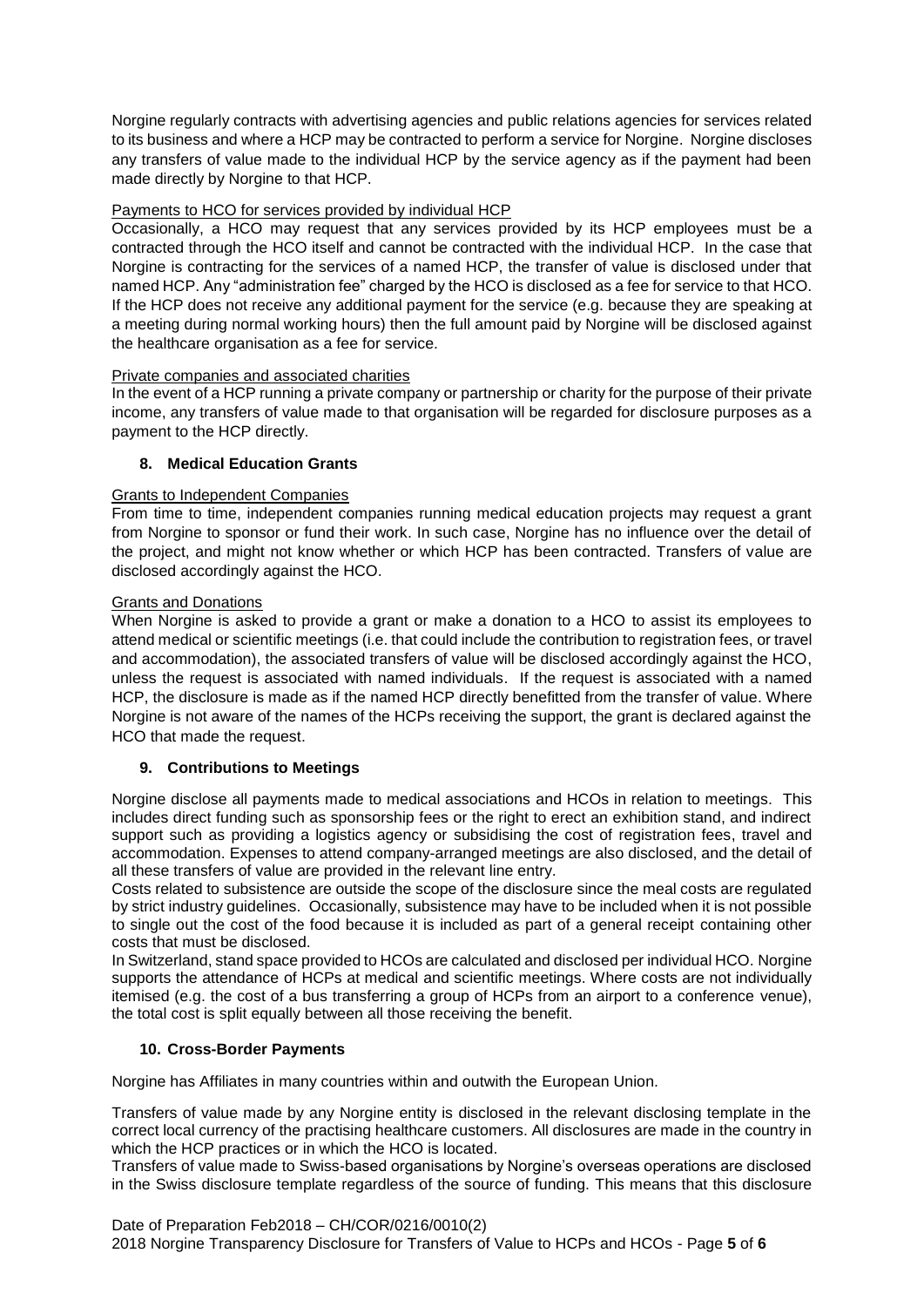Norgine regularly contracts with advertising agencies and public relations agencies for services related to its business and where a HCP may be contracted to perform a service for Norgine. Norgine discloses any transfers of value made to the individual HCP by the service agency as if the payment had been made directly by Norgine to that HCP.

Payments to HCO for services provided by individual HCP

Occasionally, a HCO may request that any services provided by its HCP employees must be a contracted through the HCO itself and cannot be contracted with the individual HCP. In the case that Norgine is contracting for the services of a named HCP, the transfer of value is disclosed under that named HCP. Any "administration fee" charged by the HCO is disclosed as a fee for service to that HCO. If the HCP does not receive any additional payment for the service (e.g. because they are speaking at a meeting during normal working hours) then the full amount paid by Norgine will be disclosed against the healthcare organisation as a fee for service.

Private companies and associated charities

In the event of a HCP running a private company or partnership or charity for the purpose of their private income, any transfers of value made to that organisation will be regarded for disclosure purposes as a payment to the HCP directly.

## 8. Medical Education Grants

Grants to Independent Companies

From time to time, independent companies running medical education projects may request a grant from Norgine to sponsor or fund their work. In such case, Norgine has no influence over the detail of the project, and might not know whether or which HCP has been contracted. Transfers of value are disclosed accordingly against the HCO.

Grants and Donations

When Norgine is asked to provide a grant or make a donation to a HCO to assist its employees to attend medical or scientific meetings (i.e. that could include the contribution to registration fees, or travel and accommodation), the associated transfers of value will be disclosed accordingly against the HCO, unless the request is associated with named individuals. If the request is associated with a named HCP, the disclosure is made as if the named HCP directly benefitted from the transfer of value. Where Norgine is not aware of the names of the HCPs receiving the support, the grant is declared against the HCO that made the request.

## 9. Contributions to Meetings

Norgine disclose all payments made to medical associations and HCOs in relation to meetings. This includes direct funding such as sponsorship fees or the right to erect an exhibition stand, and indirect support such as providing a logistics agency or subsidising the cost of registration fees, travel and accommodation. Expenses to attend company-arranged meetings are also disclosed, and the detail of all these transfers of value are provided in the relevant line entry.

Costs related to subsistence are outside the scope of the disclosure since the meal costs are regulated by strict industry guidelines. Occasionally, subsistence may have to be included when it is not possible to single out the cost of the food because it is included as part of a general receipt containing other costs that must be disclosed.

In Switzerland, stand space provided to HCOs are calculated and disclosed per individual HCO. Norgine supports the attendance of HCPs at medical and scientific meetings. Where costs are not individually itemised (e.g. the cost of a bus transferring a group of HCPs from an airport to a conference venue), the total cost is split equally between all those receiving the benefit.

## 10. Cross-Border Payments

Norgine has Affiliates in many countries within and outwith the European Union.

Transfers of value made by any Norgine entity is disclosed in the relevant disclosing template in the correct local currency of the practising healthcare customers. All disclosures are made in the country in which the HCP practices or in which the HCO is located.

Transfers of value made to Swiss-based organisations by Norgine's overseas operations are disclosed in the Swiss disclosure template regardless of the source of funding. This means that this disclosure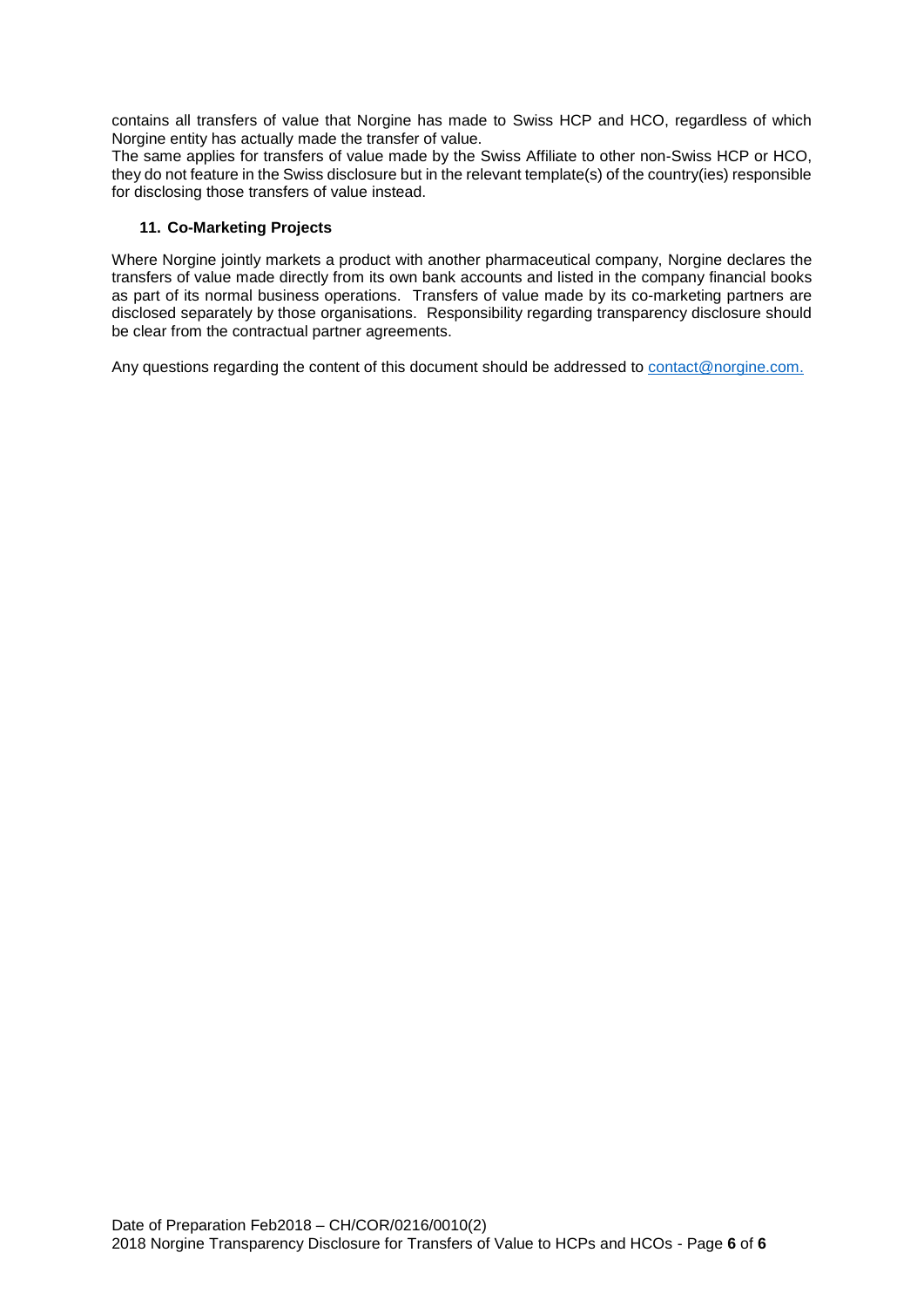contains all transfers of value that Norgine has made to Swiss HCP and HCO, regardless of which Norgine entity has actually made the transfer of value.

The same applies for transfers of value made by the Swiss Affiliate to other non-Swiss HCP or HCO, they do not feature in the Swiss disclosure but in the relevant template(s) of the country(ies) responsible for disclosing those transfers of value instead.

### 11. Co-Marketing Projects

Where Norgine jointly markets a product with another pharmaceutical company, Norgine declares the transfers of value made directly from its own bank accounts and listed in the company financial books as part of its normal business operations. Transfers of value made by its co-marketing partners are disclosed separately by those organisations. Responsibility regarding transparency disclosure should be clear from the contractual partner agreements.

Any questions regarding the content of this document should be addressed to contact@norgine.com.